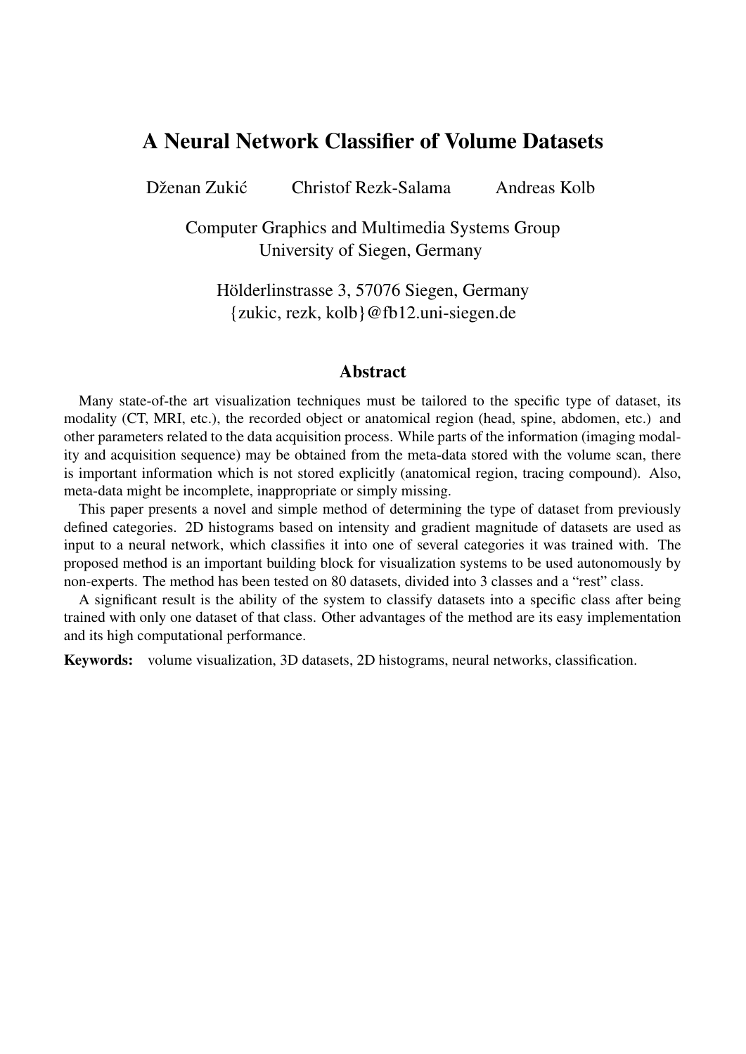# A Neural Network Classifier of Volume Datasets

Dženan Zukić    Christof Rezk-Salama    Andreas Kolb

Computer Graphics and Multimedia Systems Group
University of Siegen, Germany

Hölderlinstrasse 3, 57076 Siegen, Germany
{zukic, rezk, kolb}@fb12.uni-siegen.de

## Abstract

Many state-of-the art visualization techniques must be tailored to the specific type of dataset, its modality (CT, MRI, etc.), the recorded object or anatomical region (head, spine, abdomen, etc.) and other parameters related to the data acquisition process. While parts of the information (imaging modality and acquisition sequence) may be obtained from the meta-data stored with the volume scan, there is important information which is not stored explicitly (anatomical region, tracing compound). Also, meta-data might be incomplete, inappropriate or simply missing.

This paper presents a novel and simple method of determining the type of dataset from previously defined categories. 2D histograms based on intensity and gradient magnitude of datasets are used as input to a neural network, which classifies it into one of several categories it was trained with. The proposed method is an important building block for visualization systems to be used autonomously by non-experts. The method has been tested on 80 datasets, divided into 3 classes and a "rest" class.

A significant result is the ability of the system to classify datasets into a specific class after being trained with only one dataset of that class. Other advantages of the method are its easy implementation and its high computational performance.

**Keywords:** volume visualization, 3D datasets, 2D histograms, neural networks, classification.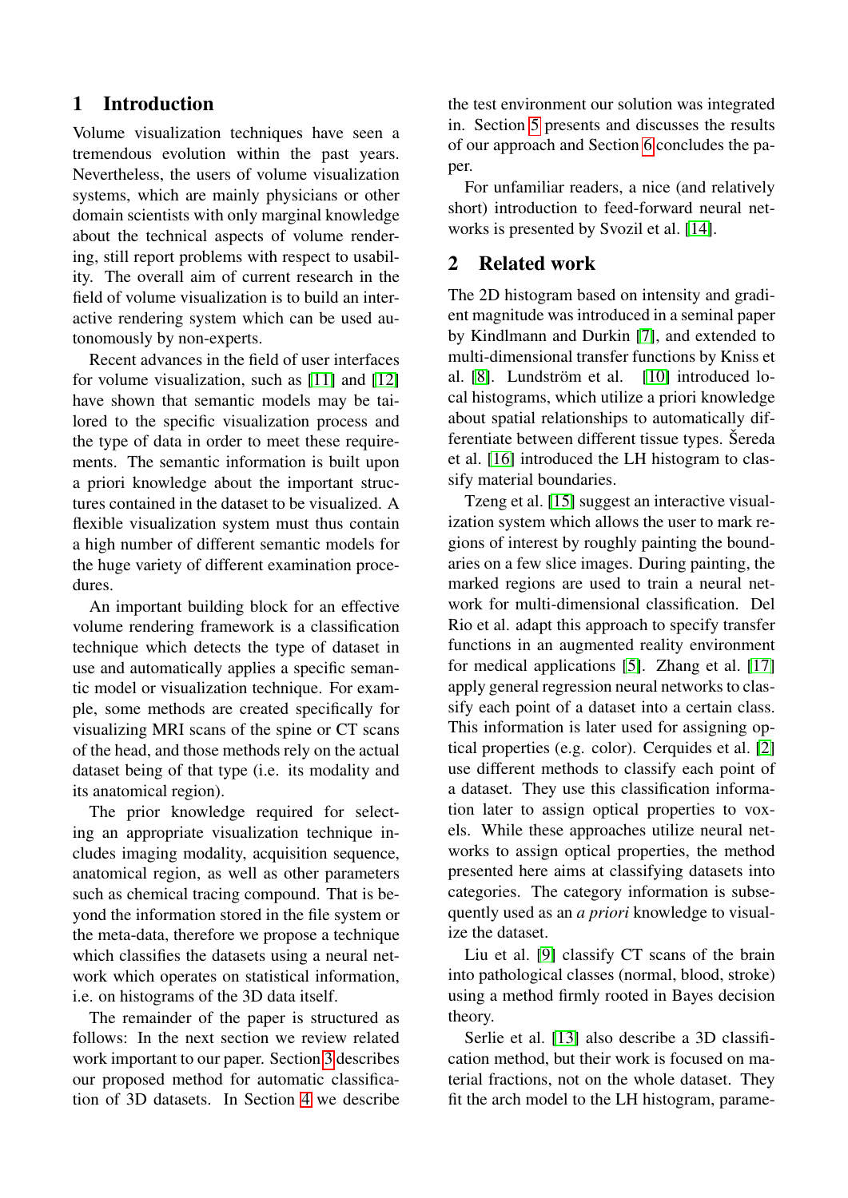## 1 Introduction

Volume visualization techniques have seen a tremendous evolution within the past years. Nevertheless, the users of volume visualization systems, which are mainly physicians or other domain scientists with only marginal knowledge about the technical aspects of volume rendering, still report problems with respect to usability. The overall aim of current research in the field of volume visualization is to build an interactive rendering system which can be used autonomously by non-experts.

Recent advances in the field of user interfaces for volume visualization, such as [11] and [12] have shown that semantic models may be tailored to the specific visualization process and the type of data in order to meet these requirements. The semantic information is built upon a priori knowledge about the important structures contained in the dataset to be visualized. A flexible visualization system must thus contain a high number of different semantic models for the huge variety of different examination procedures.

An important building block for an effective volume rendering framework is a classification technique which detects the type of dataset in use and automatically applies a specific semantic model or visualization technique. For example, some methods are created specifically for visualizing MRI scans of the spine or CT scans of the head, and those methods rely on the actual dataset being of that type (i.e. its modality and its anatomical region).

The prior knowledge required for selecting an appropriate visualization technique includes imaging modality, acquisition sequence, anatomical region, as well as other parameters such as chemical tracing compound. That is beyond the information stored in the file system or the meta-data, therefore we propose a technique which classifies the datasets using a neural network which operates on statistical information, i.e. on histograms of the 3D data itself.

The remainder of the paper is structured as follows: In the next section we review related work important to our paper. Section 3 describes our proposed method for automatic classification of 3D datasets. In Section 4 we describe the test environment our solution was integrated in. Section 5 presents and discusses the results of our approach and Section 6 concludes the paper.

For unfamiliar readers, a nice (and relatively short) introduction to feed-forward neural networks is presented by Svozil et al. [14].

## 2 Related work

The 2D histogram based on intensity and gradient magnitude was introduced in a seminal paper by Kindlmann and Durkin [7], and extended to multi-dimensional transfer functions by Kniss et al. [8]. Lundström et al. [10] introduced local histograms, which utilize a priori knowledge about spatial relationships to automatically differentiate between different tissue types. Šereda et al. [16] introduced the LH histogram to classify material boundaries.

Tzeng et al. [15] suggest an interactive visualization system which allows the user to mark regions of interest by roughly painting the boundaries on a few slice images. During painting, the marked regions are used to train a neural network for multi-dimensional classification. Del Rio et al. adapt this approach to specify transfer functions in an augmented reality environment for medical applications [5]. Zhang et al. [17] apply general regression neural networks to classify each point of a dataset into a certain class. This information is later used for assigning optical properties (e.g. color). Cerquides et al. [2] use different methods to classify each point of a dataset. They use this classification information later to assign optical properties to voxels. While these approaches utilize neural networks to assign optical properties, the method presented here aims at classifying datasets into categories. The category information is subsequently used as an *a priori* knowledge to visualize the dataset.

Liu et al. [9] classify CT scans of the brain into pathological classes (normal, blood, stroke) using a method firmly rooted in Bayes decision theory.

Serlie et al. [13] also describe a 3D classification method, but their work is focused on material fractions, not on the whole dataset. They fit the arch model to the LH histogram, parame-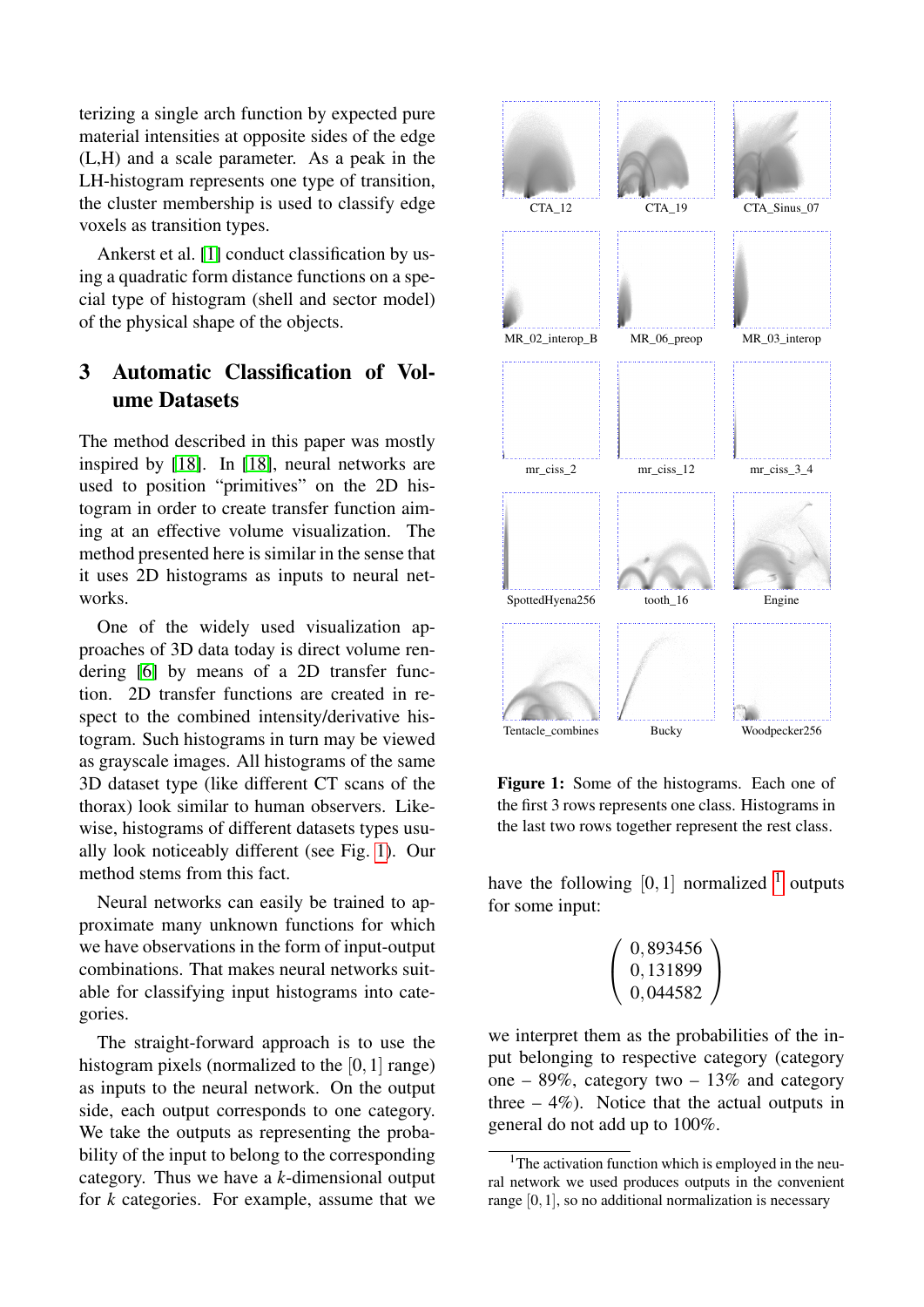terizing a single arch function by expected pure material intensities at opposite sides of the edge (L,H) and a scale parameter. As a peak in the LH-histogram represents one type of transition, the cluster membership is used to classify edge voxels as transition types.

Ankerst et al. [1] conduct classification by using a quadratic form distance functions on a special type of histogram (shell and sector model) of the physical shape of the objects.

## 3 Automatic Classification of Volume Datasets

The method described in this paper was mostly inspired by [18]. In [18], neural networks are used to position "primitives" on the 2D histogram in order to create transfer function aiming at an effective volume visualization. The method presented here is similar in the sense that it uses 2D histograms as inputs to neural networks.

One of the widely used visualization approaches of 3D data today is direct volume rendering [6] by means of a 2D transfer function. 2D transfer functions are created in respect to the combined intensity/derivative histogram. Such histograms in turn may be viewed as grayscale images. All histograms of the same 3D dataset type (like different CT scans of the thorax) look similar to human observers. Likewise, histograms of different datasets types usually look noticeably different (see Fig. 1). Our method stems from this fact.

Neural networks can easily be trained to approximate many unknown functions for which we have observations in the form of input-output combinations. That makes neural networks suitable for classifying input histograms into categories.

The straight-forward approach is to use the histogram pixels (normalized to the $[0, 1]$ range) as inputs to the neural network. On the output side, each output corresponds to one category. We take the outputs as representing the probability of the input to belong to the corresponding category. Thus we have a $k$-dimensional output for $k$ categories. For example, assume that we have the following $[0, 1]$ normalized [1] outputs for some input:

CTA_12 CTA_19 CTA_Sinus_07

MR_02_interop_B MR_06_preop MR_03_interop

mr_ciss_2 mr_ciss_12 mr_ciss_3_4

SpottedHyena256 tooth_16 Engine

Tentacle_combines Bucky Woodpecker256

**Figure 1:** Some of the histograms. Each one of the first 3 rows represents one class. Histograms in the last two rows together represent the rest class.

$$\begin{pmatrix} 0,893456 \\ 0,131899 \\ 0,044582 \end{pmatrix}$$

we interpret them as the probabilities of the input belonging to respective category (category one – 89%, category two – 13% and category three – 4%). Notice that the actual outputs in general do not add up to 100%.

[1] The activation function which is employed in the neural network we used produces outputs in the convenient range $[0, 1]$, so no additional normalization is necessary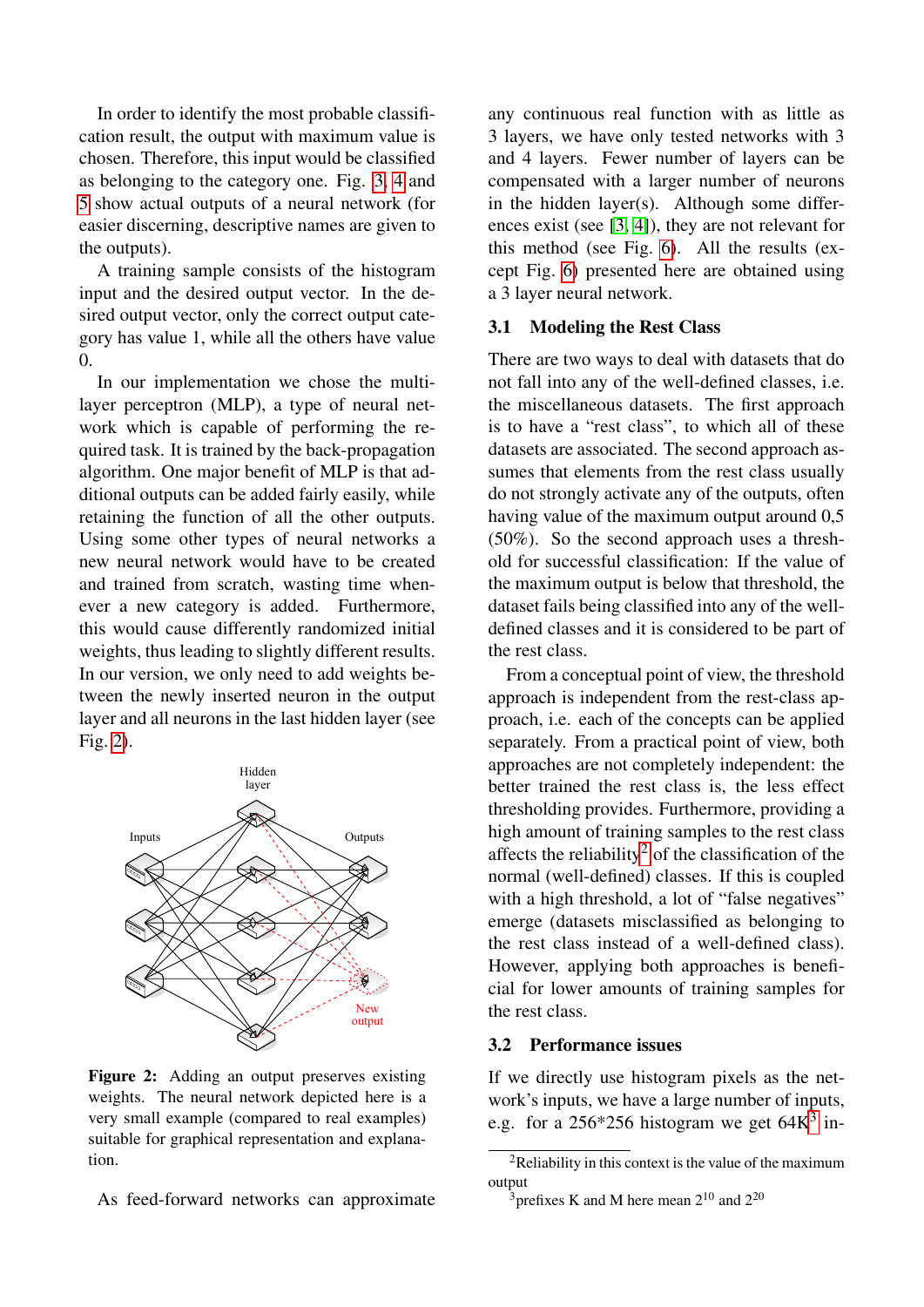In order to identify the most probable classification result, the output with maximum value is chosen. Therefore, this input would be classified as belonging to the category one. Fig. 3, 4 and 5 show actual outputs of a neural network (for easier discerning, descriptive names are given to the outputs).

A training sample consists of the histogram input and the desired output vector. In the desired output vector, only the correct output category has value 1, while all the others have value 0.

In our implementation we chose the multilayer perceptron (MLP), a type of neural network which is capable of performing the required task. It is trained by the back-propagation algorithm. One major benefit of MLP is that additional outputs can be added fairly easily, while retaining the function of all the other outputs. Using some other types of neural networks a new neural network would have to be created and trained from scratch, wasting time whenever a new category is added. Furthermore, this would cause differently randomized initial weights, thus leading to slightly different results. In our version, we only need to add weights between the newly inserted neuron in the output layer and all neurons in the last hidden layer (see Fig. 2).

**Figure 2:** Adding an output preserves existing weights. The neural network depicted here is a very small example (compared to real examples) suitable for graphical representation and explanation.

As feed-forward networks can approximate any continuous real function with as little as 3 layers, we have only tested networks with 3 and 4 layers. Fewer number of layers can be compensated with a larger number of neurons in the hidden layer(s). Although some differences exist (see [3, 4]), they are not relevant for this method (see Fig. 6). All the results (except Fig. 6) presented here are obtained using a 3 layer neural network.

### 3.1 Modeling the Rest Class

There are two ways to deal with datasets that do not fall into any of the well-defined classes, i.e. the miscellaneous datasets. The first approach is to have a “rest class”, to which all of these datasets are associated. The second approach assumes that elements from the rest class usually do not strongly activate any of the outputs, often having value of the maximum output around 0,5 (50%). So the second approach uses a threshold for successful classification: If the value of the maximum output is below that threshold, the dataset fails being classified into any of the well-defined classes and it is considered to be part of the rest class.

From a conceptual point of view, the threshold approach is independent from the rest-class approach, i.e. each of the concepts can be applied separately. From a practical point of view, both approaches are not completely independent: the better trained the rest class is, the less effect thresholding provides. Furthermore, providing a high amount of training samples to the rest class affects the reliability[2] of the classification of the normal (well-defined) classes. If this is coupled with a high threshold, a lot of “false negatives” emerge (datasets misclassified as belonging to the rest class instead of a well-defined class). However, applying both approaches is beneficial for lower amounts of training samples for the rest class.

### 3.2 Performance issues

If we directly use histogram pixels as the network’s inputs, we have a large number of inputs, e.g. for a 256*256 histogram we get 64K[3] in-

[2] Reliability in this context is the value of the maximum output

[3] prefixes K and M here mean $2^{10}$ and $2^{20}$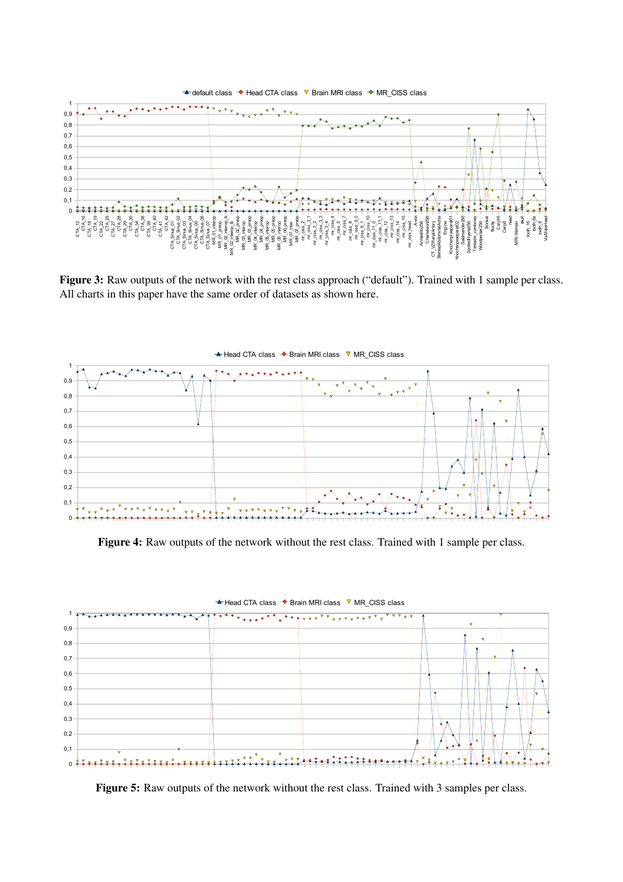**Figure 3:** Raw outputs of the network with the rest class approach ("default"). Trained with 1 sample per class. All charts in this paper have the same order of datasets as shown here.

**Figure 4:** Raw outputs of the network without the rest class. Trained with 1 sample per class.

**Figure 5:** Raw outputs of the network without the rest class. Trained with 3 samples per class.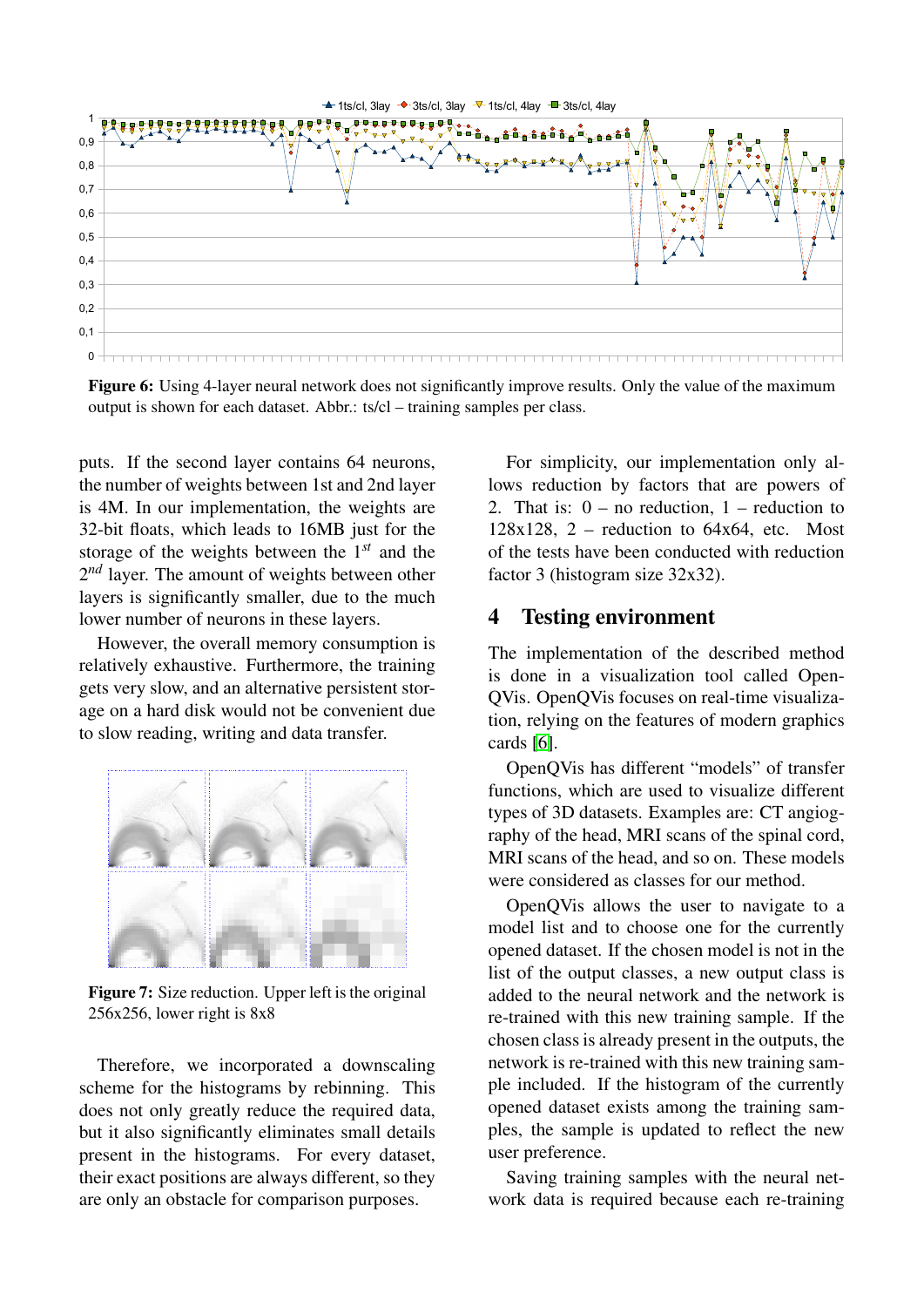**Figure 6:** Using 4-layer neural network does not significantly improve results. Only the value of the maximum output is shown for each dataset. Abbr.: ts/cl – training samples per class.

puts. If the second layer contains 64 neurons, the number of weights between 1st and 2nd layer is 4M. In our implementation, the weights are 32-bit floats, which leads to 16MB just for the storage of the weights between the $1^{st}$ and the $2^{nd}$ layer. The amount of weights between other layers is significantly smaller, due to the much lower number of neurons in these layers.

However, the overall memory consumption is relatively exhaustive. Furthermore, the training gets very slow, and an alternative persistent storage on a hard disk would not be convenient due to the slow reading, writing and data transfer.

**Figure 7:** Size reduction. Upper left is the original 256x256, lower right is 8x8

Therefore, we incorporated a downscaling scheme for the histograms by rebinning. This does not only greatly reduce the required data, but it also significantly eliminates small details present in the histograms. For every dataset, their exact positions are always different, so they are only an obstacle for comparison purposes.

For simplicity, our implementation only allows reduction by factors that are powers of 2. That is: 0 – no reduction, 1 – reduction to 128x128, 2 – reduction to 64x64, etc. Most of the tests have been conducted with reduction factor 3 (histogram size 32x32).

## 4 Testing environment

The implementation of the described method is done in a visualization tool called OpenQVis. OpenQVis focuses on real-time visualization, relying on the features of modern graphics cards [6].

OpenQVis has different "models" of transfer functions, which are used to visualize different types of 3D datasets. Examples are: CT angiography of the head, MRI scans of the spinal cord, MRI scans of the head, and so on. These models were considered as classes for our method.

OpenQVis allows the user to navigate to a model list and to choose one for the currently opened dataset. If the chosen model is not in the list of the output classes, a new output class is added to the neural network and the network is re-trained with this new training sample. If the chosen class is already present in the outputs, the network is re-trained with this new training sample included. If the histogram of the currently opened dataset exists among the training samples, the sample is updated to reflect the new user preference.

Saving training samples with the neural network data is required because each re-training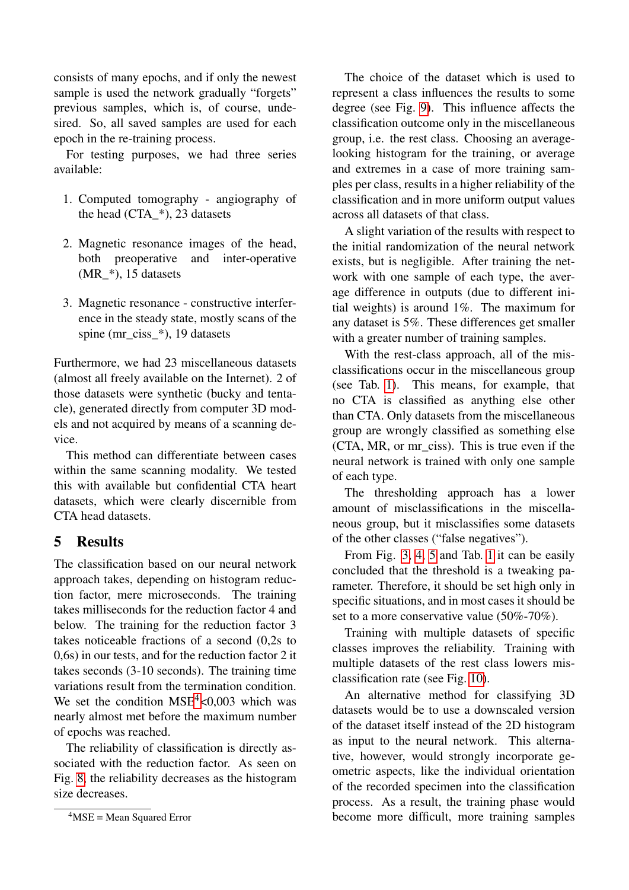consists of many epochs, and if only the newest sample is used the network gradually "forgets" previous samples, which is, of course, undesired. So, all saved samples are used for each epoch in the re-training process.

For testing purposes, we had three series available:

1. Computed tomography - angiography of the head (CTA_*), 23 datasets
2. Magnetic resonance images of the head, both preoperative and inter-operative (MR_*), 15 datasets
3. Magnetic resonance - constructive interference in the steady state, mostly scans of the spine (mr_ciss_*), 19 datasets

Furthermore, we had 23 miscellaneous datasets (almost all freely available on the Internet). 2 of those datasets were synthetic (bucky and tentacle), generated directly from computer 3D models and not acquired by means of a scanning device.

This method can differentiate between cases within the same scanning modality. We tested this with available but confidential CTA heart datasets, which were clearly discernible from CTA head datasets.

## 5 Results

The classification based on our neural network approach takes, depending on histogram reduction factor, mere microseconds. The training takes milliseconds for the reduction factor 4 and below. The training for the reduction factor 3 takes noticeable fractions of a second (0,2s to 0,6s) in our tests, and for the reduction factor 2 it takes seconds (3-10 seconds). The training time variations result from the termination condition. We set the condition MSE[4]<0,003 which was nearly almost met before the maximum number of epochs was reached.

The reliability of classification is directly associated with the reduction factor. As seen on Fig. 8, the reliability decreases as the histogram size decreases.

[4]MSE = Mean Squared Error

The choice of the dataset which is used to represent a class influences the results to some degree (see Fig. 9). This influence affects the classification outcome only in the miscellaneous group, i.e. the rest class. Choosing an average-looking histogram for the training, or average and extremes in a case of more training samples per class, results in a higher reliability of the classification and in more uniform output values across all datasets of that class.

A slight variation of the results with respect to the initial randomization of the neural network exists, but is negligible. After training the network with one sample of each type, the average difference in outputs (due to different initial weights) is around 1%. The maximum for any dataset is 5%. These differences get smaller with a greater number of training samples.

With the rest-class approach, all of the misclassifications occur in the miscellaneous group (see Tab. 1). This means, for example, that no CTA is classified as anything else other than CTA. Only datasets from the miscellaneous group are wrongly classified as something else (CTA, MR, or mr_ciss). This is true even if the neural network is trained with only one sample of each type.

The thresholding approach has a lower amount of misclassifications in the miscellaneous group, but it misclassifies some datasets of the other classes ("false negatives").

From Fig. 3, 4, 5 and Tab. 1 it can be easily concluded that the threshold is a tweaking parameter. Therefore, it should be set high only in specific situations, and in most cases it should be set to a more conservative value (50%-70%).

Training with multiple datasets of specific classes improves the reliability. Training with multiple datasets of the rest class lowers misclassification rate (see Fig. 10).

An alternative method for classifying 3D datasets would be to use a downscaled version of the dataset itself instead of the 2D histogram as input to the neural network. This alternative, however, would strongly incorporate geometric aspects, like the individual orientation of the recorded specimen into the classification process. As a result, the training phase would become more difficult, more training samples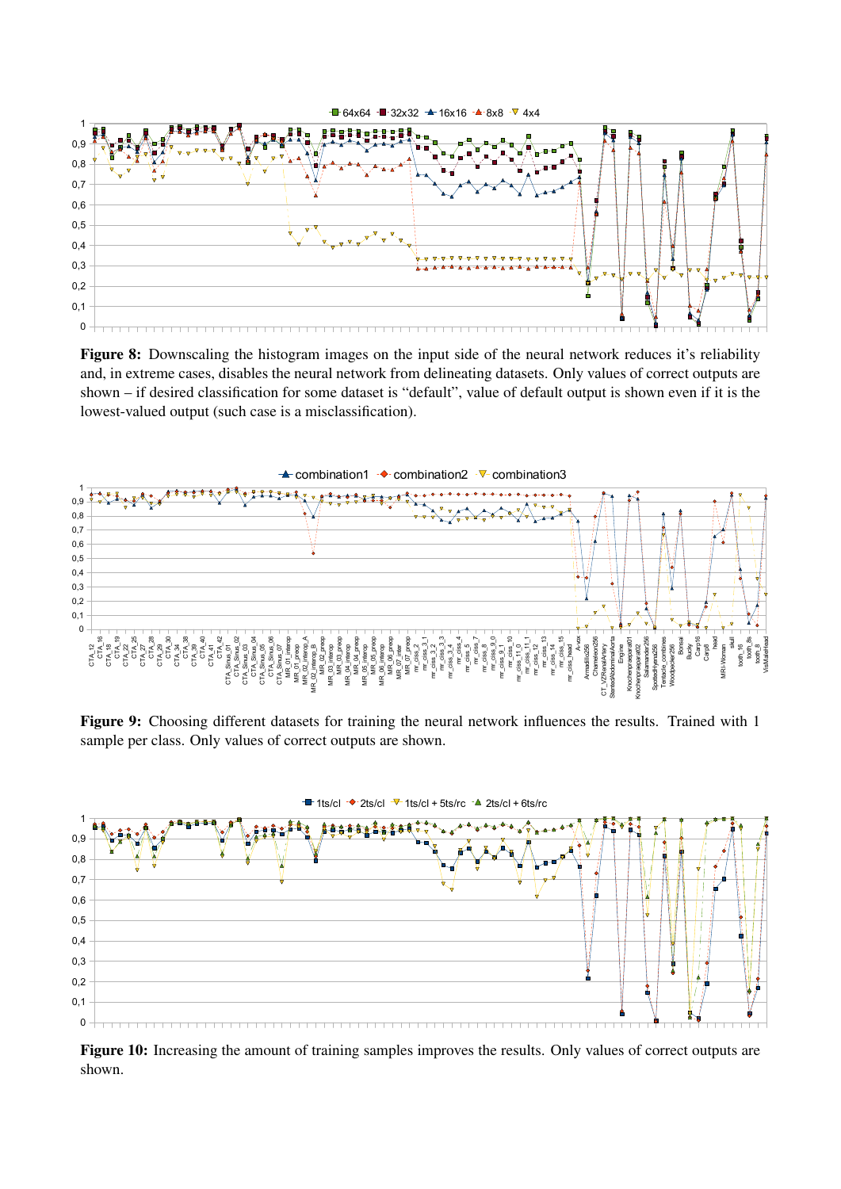**Figure 8:** Downscaling the histogram images on the input side of the neural network reduces it's reliability and, in extreme cases, disables the neural network from delineating datasets. Only values of correct outputs are shown – if desired classification for some dataset is "default", value of default output is shown even if it is the lowest-valued output (such case is a misclassification).

**Figure 9:** Choosing different datasets for training the neural network influences the results. Trained with 1 sample per class. Only values of correct outputs are shown.

**Figure 10:** Increasing the amount of training samples improves the results. Only values of correct outputs are shown.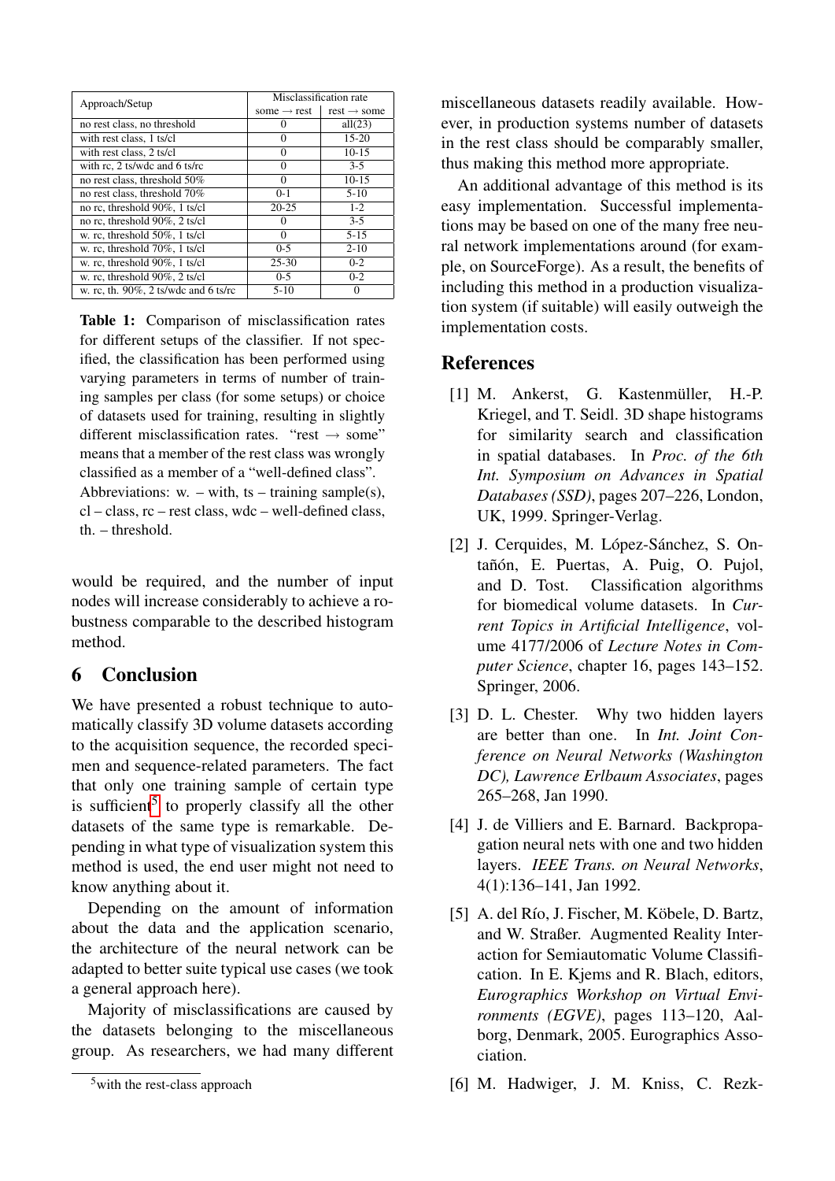| Approach/Setup | Misclassification rate | |
|---|---|---|
| | some → rest | rest → some |
| no rest class, no threshold | 0 | all(23) |
| with rest class, 1 ts/cl | 0 | 15-20 |
| with rest class, 2 ts/cl | 0 | 10-15 |
| with rc, 2 ts/wdc and 6 ts/rc | 0 | 3-5 |
| no rest class, threshold 50% | 0 | 10-15 |
| no rest class, threshold 70% | 0-1 | 5-10 |
| no rc, threshold 90%, 1 ts/cl | 20-25 | 1-2 |
| no rc, threshold 90%, 2 ts/cl | 0 | 3-5 |
| w. rc, threshold 50%, 1 ts/cl | 0 | 5-15 |
| w. rc, threshold 70%, 1 ts/cl | 0-5 | 2-10 |
| w. rc, threshold 90%, 1 ts/cl | 25-30 | 0-2 |
| w. rc, threshold 90%, 2 ts/cl | 0-5 | 0-2 |
| w. rc, th. 90%, 2 ts/wdc and 6 ts/rc | 5-10 | 0 |

**Table 1:** Comparison of misclassification rates for different setups of the classifier. If not specified, the classification has been performed using varying parameters in terms of number of training samples per class (for some setups) or choice of datasets used for training, resulting in slightly different misclassification rates. "rest → some" means that a member of the rest class was wrongly classified as a member of a "well-defined class". Abbreviations: w. – with, ts – training sample(s), cl – class, rc – rest class, wdc – well-defined class, th. – threshold.

would be required, and the number of input nodes will increase considerably to achieve a robustness comparable to the described histogram method.

## 6 Conclusion

We have presented a robust technique to automatically classify 3D volume datasets according to the acquisition sequence, the recorded specimen and sequence-related parameters. The fact that only one training sample of certain type is sufficient[5] to properly classify all the other datasets of the same type is remarkable. Depending in what type of visualization system this method is used, the end user might not need to know anything about it.

Depending on the amount of information about the data and the application scenario, the architecture of the neural network can be adapted to better suite typical use cases (we took a general approach here).

Majority of misclassifications are caused by the datasets belonging to the miscellaneous group. As researchers, we had many different miscellaneous datasets readily available. However, in production systems number of datasets in the rest class should be comparably smaller, thus making this method more appropriate.

An additional advantage of this method is its easy implementation. Successful implementations may be based on one of the many free neural network implementations around (for example, on SourceForge). As a result, the benefits of including this method in a production visualization system (if suitable) will easily outweigh the implementation costs.

[5] with the rest-class approach

## References

[1] M. Ankerst, G. Kastenmüller, H.-P. Kriegel, and T. Seidl. 3D shape histograms for similarity search and classification in spatial databases. In *Proc. of the 6th Int. Symposium on Advances in Spatial Databases (SSD)*, pages 207–226, London, UK, 1999. Springer-Verlag.

[2] J. Cerquides, M. López-Sánchez, S. Ontañón, E. Puertas, A. Puig, O. Pujol, and D. Tost. Classification algorithms for biomedical volume datasets. In *Current Topics in Artificial Intelligence*, volume 4177/2006 of *Lecture Notes in Computer Science*, chapter 16, pages 143–152. Springer, 2006.

[3] D. L. Chester. Why two hidden layers are better than one. In *Int. Joint Conference on Neural Networks (Washington DC), Lawrence Erlbaum Associates*, pages 265–268, Jan 1990.

[4] J. de Villiers and E. Barnard. Backpropagation neural nets with one and two hidden layers. *IEEE Trans. on Neural Networks*, 4(1):136–141, Jan 1992.

[5] A. del Río, J. Fischer, M. Köbele, D. Bartz, and W. Straßer. Augmented Reality Interaction for Semiautomatic Volume Classification. In E. Kjems and R. Blach, editors, *Eurographics Workshop on Virtual Environments (EGVE)*, pages 113–120, Aalborg, Denmark, 2005. Eurographics Association.

[6] M. Hadwiger, J. M. Kniss, C. Rezk-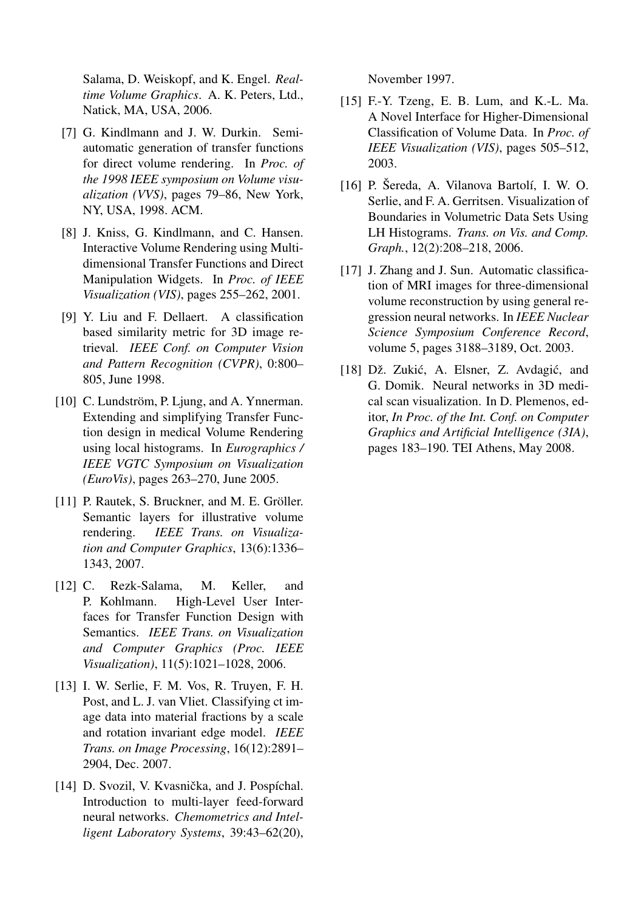Salama, D. Weiskopf, and K. Engel. *Real-time Volume Graphics*. A. K. Peters, Ltd., Natick, MA, USA, 2006.

[7] G. Kindlmann and J. W. Durkin. Semi-automatic generation of transfer functions for direct volume rendering. In *Proc. of the 1998 IEEE symposium on Volume visualization (VVS)*, pages 79–86, New York, NY, USA, 1998. ACM.

[8] J. Kniss, G. Kindlmann, and C. Hansen. Interactive Volume Rendering using Multi-dimensional Transfer Functions and Direct Manipulation Widgets. In *Proc. of IEEE Visualization (VIS)*, pages 255–262, 2001.

[9] Y. Liu and F. Dellaert. A classification based similarity metric for 3D image retrieval. *IEEE Conf. on Computer Vision and Pattern Recognition (CVPR)*, 0:800–805, June 1998.

[10] C. Lundström, P. Ljung, and A. Ynnerman. Extending and simplifying Transfer Function design in medical Volume Rendering using local histograms. In *Eurographics / IEEE VGTC Symposium on Visualization (EuroVis)*, pages 263–270, June 2005.

[11] P. Rautek, S. Bruckner, and M. E. Gröller. Semantic layers for illustrative volume rendering. *IEEE Trans. on Visualization and Computer Graphics*, 13(6):1336–1343, 2007.

[12] C. Rezk-Salama, M. Keller, and P. Kohlmann. High-Level User Interfaces for Transfer Function Design with Semantics. *IEEE Trans. on Visualization and Computer Graphics (Proc. IEEE Visualization)*, 11(5):1021–1028, 2006.

[13] I. W. Serlie, F. M. Vos, R. Truyen, F. H. Post, and L. J. van Vliet. Classifying ct image data into material fractions by a scale and rotation invariant edge model. *IEEE Trans. on Image Processing*, 16(12):2891–2904, Dec. 2007.

[14] D. Svozil, V. Kvasnička, and J. Pospíchal. Introduction to multi-layer feed-forward neural networks. *Chemometrics and Intelligent Laboratory Systems*, 39:43–62(20), November 1997.

[15] F.-Y. Tzeng, E. B. Lum, and K.-L. Ma. A Novel Interface for Higher-Dimensional Classification of Volume Data. In *Proc. of IEEE Visualization (VIS)*, pages 505–512, 2003.

[16] P. Šereda, A. Vilanova Bartolí, I. W. O. Serlie, and F. A. Gerritsen. Visualization of Boundaries in Volumetric Data Sets Using LH Histograms. *Trans. on Vis. and Comp. Graph.*, 12(2):208–218, 2006.

[17] J. Zhang and J. Sun. Automatic classification of MRI images for three-dimensional volume reconstruction by using general regression neural networks. In *IEEE Nuclear Science Symposium Conference Record*, volume 5, pages 3188–3189, Oct. 2003.

[18] Dž. Zukić, A. Elsner, Z. Avdagić, and G. Domik. Neural networks in 3D medical scan visualization. In D. Plemenos, editor, *In Proc. of the Int. Conf. on Computer Graphics and Artificial Intelligence (3IA)*, pages 183–190. TEI Athens, May 2008.